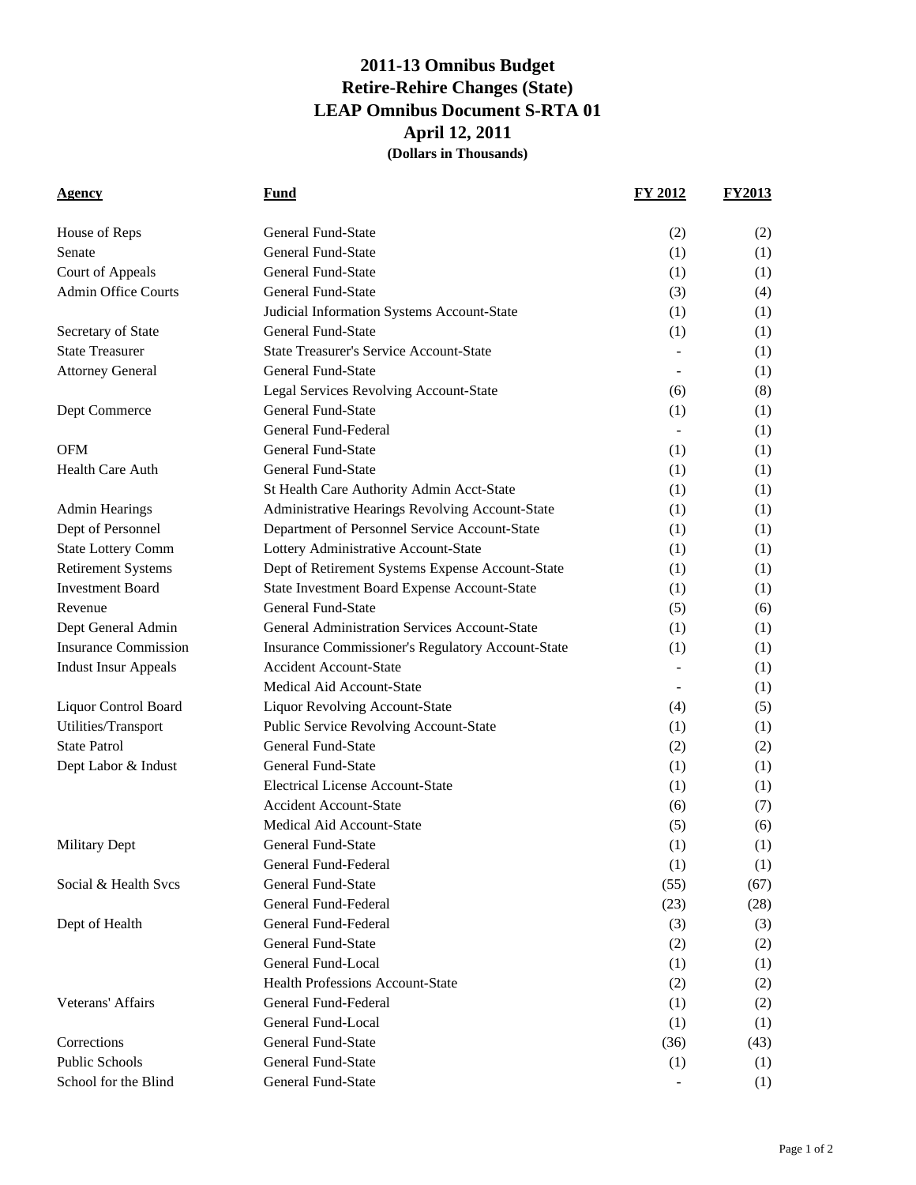# 2011-13 Omnibus Budget
## Retire-Rehire Changes (State)
## LEAP Omnibus Document S-RTA 01
## April 12, 2011
**(Dollars in Thousands)**

| Agency | Fund | FY 2012 | FY2013 |
|---|---|---|---|
| House of Reps | General Fund-State | (2) | (2) |
| Senate | General Fund-State | (1) | (1) |
| Court of Appeals | General Fund-State | (1) | (1) |
| Admin Office Courts | General Fund-State | (3) | (4) |
| | Judicial Information Systems Account-State | (1) | (1) |
| Secretary of State | General Fund-State | (1) | (1) |
| State Treasurer | State Treasurer's Service Account-State | - | (1) |
| Attorney General | General Fund-State | - | (1) |
| | Legal Services Revolving Account-State | (6) | (8) |
| Dept Commerce | General Fund-State | (1) | (1) |
| | General Fund-Federal | - | (1) |
| OFM | General Fund-State | (1) | (1) |
| Health Care Auth | General Fund-State | (1) | (1) |
| | St Health Care Authority Admin Acct-State | (1) | (1) |
| Admin Hearings | Administrative Hearings Revolving Account-State | (1) | (1) |
| Dept of Personnel | Department of Personnel Service Account-State | (1) | (1) |
| State Lottery Comm | Lottery Administrative Account-State | (1) | (1) |
| Retirement Systems | Dept of Retirement Systems Expense Account-State | (1) | (1) |
| Investment Board | State Investment Board Expense Account-State | (1) | (1) |
| Revenue | General Fund-State | (5) | (6) |
| Dept General Admin | General Administration Services Account-State | (1) | (1) |
| Insurance Commission | Insurance Commissioner's Regulatory Account-State | (1) | (1) |
| Indust Insur Appeals | Accident Account-State | - | (1) |
| | Medical Aid Account-State | - | (1) |
| Liquor Control Board | Liquor Revolving Account-State | (4) | (5) |
| Utilities/Transport | Public Service Revolving Account-State | (1) | (1) |
| State Patrol | General Fund-State | (2) | (2) |
| Dept Labor & Indust | General Fund-State | (1) | (1) |
| | Electrical License Account-State | (1) | (1) |
| | Accident Account-State | (6) | (7) |
| | Medical Aid Account-State | (5) | (6) |
| Military Dept | General Fund-State | (1) | (1) |
| | General Fund-Federal | (1) | (1) |
| Social & Health Svcs | General Fund-State | (55) | (67) |
| | General Fund-Federal | (23) | (28) |
| Dept of Health | General Fund-Federal | (3) | (3) |
| | General Fund-State | (2) | (2) |
| | General Fund-Local | (1) | (1) |
| | Health Professions Account-State | (2) | (2) |
| Veterans' Affairs | General Fund-Federal | (1) | (2) |
| | General Fund-Local | (1) | (1) |
| Corrections | General Fund-State | (36) | (43) |
| Public Schools | General Fund-State | (1) | (1) |
| School for the Blind | General Fund-State | - | (1) |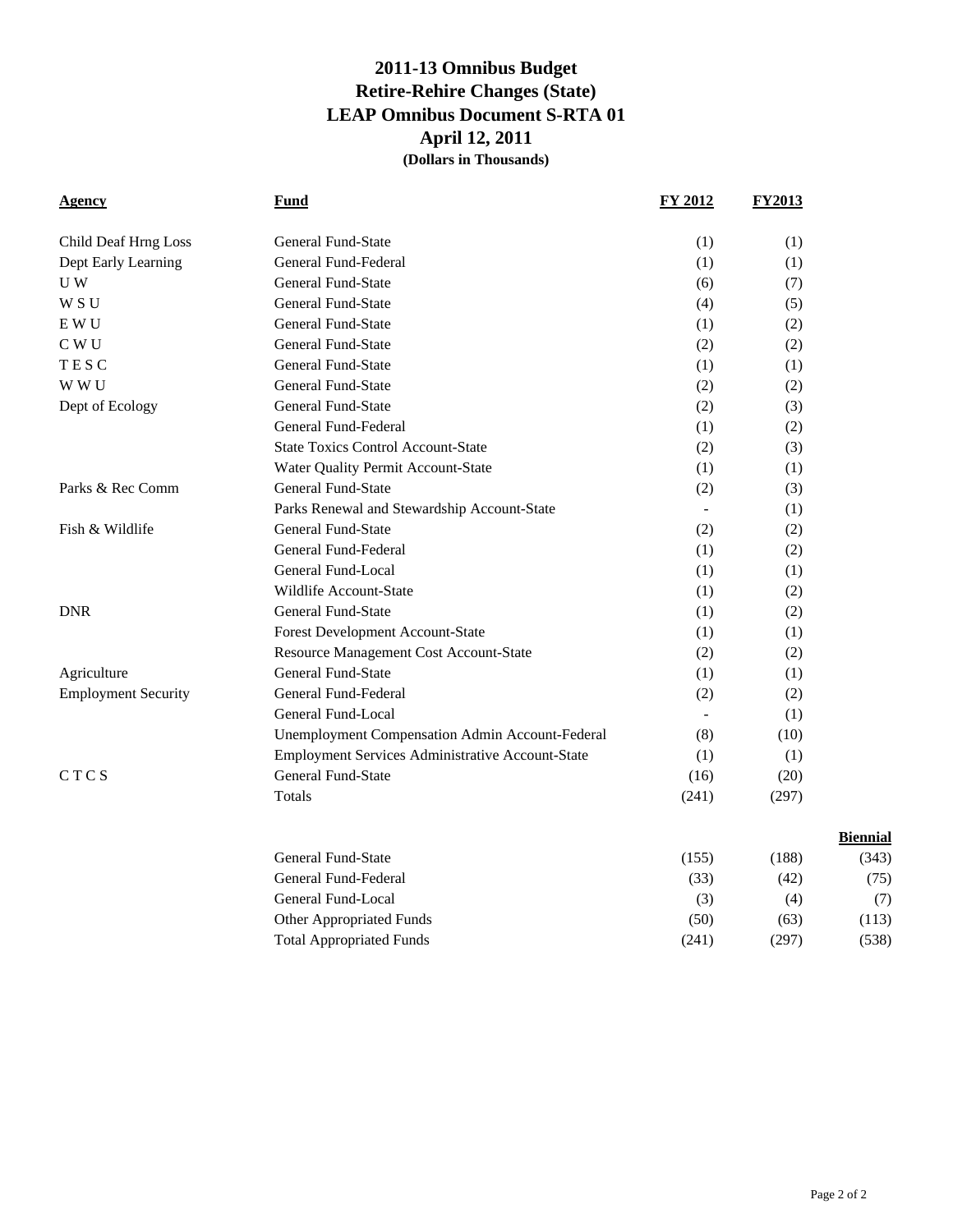# 2011-13 Omnibus Budget
## Retire-Rehire Changes (State)
## LEAP Omnibus Document S-RTA 01
## April 12, 2011
**(Dollars in Thousands)**

| Agency | Fund | FY 2012 | FY2013 | |
|---|---|---|---|---|
| Child Deaf Hrng Loss | General Fund-State | (1) | (1) | |
| Dept Early Learning | General Fund-Federal | (1) | (1) | |
| U W | General Fund-State | (6) | (7) | |
| W S U | General Fund-State | (4) | (5) | |
| E W U | General Fund-State | (1) | (2) | |
| C W U | General Fund-State | (2) | (2) | |
| T E S C | General Fund-State | (1) | (1) | |
| W W U | General Fund-State | (2) | (2) | |
| Dept of Ecology | General Fund-State | (2) | (3) | |
| | General Fund-Federal | (1) | (2) | |
| | State Toxics Control Account-State | (2) | (3) | |
| | Water Quality Permit Account-State | (1) | (1) | |
| Parks & Rec Comm | General Fund-State | (2) | (3) | |
| | Parks Renewal and Stewardship Account-State | - | (1) | |
| Fish & Wildlife | General Fund-State | (2) | (2) | |
| | General Fund-Federal | (1) | (2) | |
| | General Fund-Local | (1) | (1) | |
| | Wildlife Account-State | (1) | (2) | |
| DNR | General Fund-State | (1) | (2) | |
| | Forest Development Account-State | (1) | (1) | |
| | Resource Management Cost Account-State | (2) | (2) | |
| Agriculture | General Fund-State | (1) | (1) | |
| Employment Security | General Fund-Federal | (2) | (2) | |
| | General Fund-Local | - | (1) | |
| | Unemployment Compensation Admin Account-Federal | (8) | (10) | |
| | Employment Services Administrative Account-State | (1) | (1) | |
| C T C S | General Fund-State | (16) | (20) | |
| | Totals | (241) | (297) | |
| | | | | **Biennial** |
| | General Fund-State | (155) | (188) | (343) |
| | General Fund-Federal | (33) | (42) | (75) |
| | General Fund-Local | (3) | (4) | (7) |
| | Other Appropriated Funds | (50) | (63) | (113) |
| | Total Appropriated Funds | (241) | (297) | (538) |